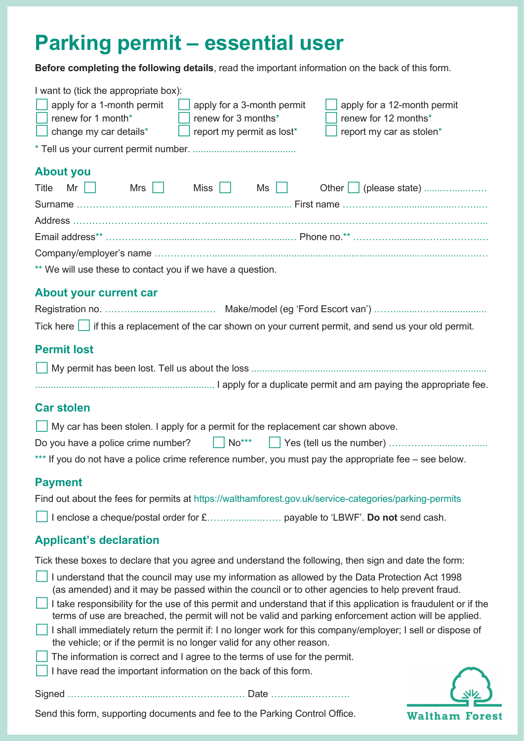# Parking permit – essential user

**Before completing the following details**, read the important information on the back of this form.

I want to (tick the appropriate box):

- ☐ apply for a 1-month permit
- ☐ apply for a 3-month permit
- ☐ apply for a 12-month permit
- ☐ renew for 1 month*
- ☐ renew for 3 months*
- ☐ renew for 12 months*
- ☐ change my car details*
- ☐ report my permit as lost*
- ☐ report my car as stolen*

\* Tell us your current permit number. ......................................

## About you

Title Mr ☐ Mrs ☐ Miss ☐ Ms ☐ Other ☐ (please state) ..................

Surname .............................................................. First name ..............................................

Address ......................................................................................................................................

Email address** ................................................................ Phone no.** ..........................................

Company/employer's name ................................................................................................................

** We will use these to contact you if we have a question.

## About your current car

Registration no. ................................ Make/model (eg 'Ford Escort van') ......................................

Tick here ☐ if this a replacement of the car shown on your current permit, and send us your old permit.

## Permit lost

☐ My permit has been lost. Tell us about the loss ..........................................................................

.................................................................... I apply for a duplicate permit and am paying the appropriate fee.

## Car stolen

☐ My car has been stolen. I apply for a permit for the replacement car shown above.

Do you have a police crime number? ☐ No*** ☐ Yes (tell us the number) ..............................

*** If you do not have a police crime reference number, you must pay the appropriate fee – see below.

## Payment

Find out about the fees for permits at https://walthamforest.gov.uk/service-categories/parking-permits

☐ I enclose a cheque/postal order for £........................ payable to 'LBWF'. **Do not** send cash.

## Applicant's declaration

Tick these boxes to declare that you agree and understand the following, then sign and date the form:

- ☐ I understand that the council may use my information as allowed by the Data Protection Act 1998 (as amended) and it may be passed within the council or to other agencies to help prevent fraud.
- ☐ I take responsibility for the use of this permit and understand that if this application is fraudulent or if the terms of use are breached, the permit will not be valid and parking enforcement action will be applied.
- ☐ I shall immediately return the permit if: I no longer work for this company/employer; I sell or dispose of the vehicle; or if the permit is no longer valid for any other reason.
- ☐ The information is correct and I agree to the terms of use for the permit.
- ☐ I have read the important information on the back of this form.

Signed .................................................... Date ..........................

Send this form, supporting documents and fee to the Parking Control Office.

Waltham Forest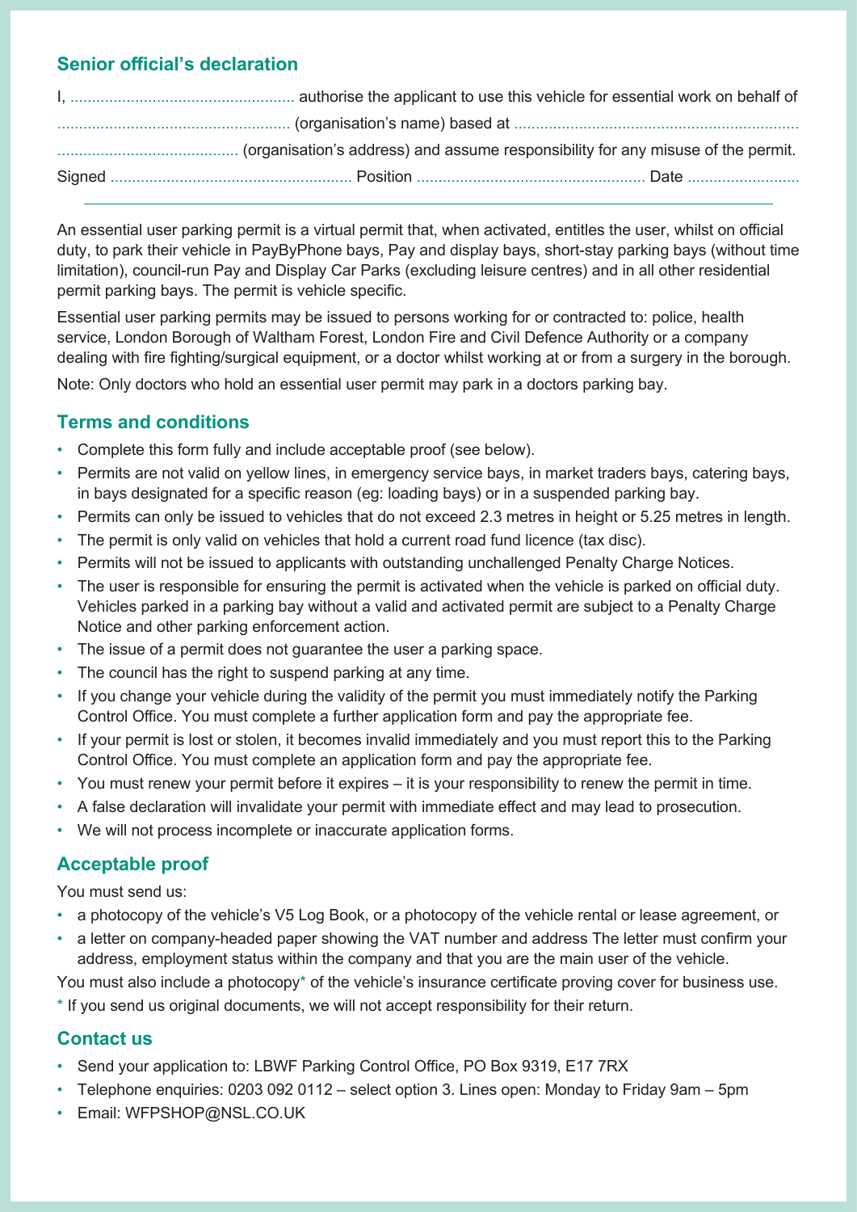## Senior official's declaration

I, .................................................... authorise the applicant to use this vehicle for essential work on behalf of ...................................................... (organisation's name) based at .................................................................. .......................................... (organisation's address) and assume responsibility for any misuse of the permit.

Signed ........................................................ Position ..................................................... Date ..........................

---

An essential user parking permit is a virtual permit that, when activated, entitles the user, whilst on official duty, to park their vehicle in PayByPhone bays, Pay and display bays, short-stay parking bays (without time limitation), council-run Pay and Display Car Parks (excluding leisure centres) and in all other residential permit parking bays. The permit is vehicle specific.

Essential user parking permits may be issued to persons working for or contracted to: police, health service, London Borough of Waltham Forest, London Fire and Civil Defence Authority or a company dealing with fire fighting/surgical equipment, or a doctor whilst working at or from a surgery in the borough.

Note: Only doctors who hold an essential user permit may park in a doctors parking bay.

## Terms and conditions

- Complete this form fully and include acceptable proof (see below).
- Permits are not valid on yellow lines, in emergency service bays, in market traders bays, catering bays, in bays designated for a specific reason (eg: loading bays) or in a suspended parking bay.
- Permits can only be issued to vehicles that do not exceed 2.3 metres in height or 5.25 metres in length.
- The permit is only valid on vehicles that hold a current road fund licence (tax disc).
- Permits will not be issued to applicants with outstanding unchallenged Penalty Charge Notices.
- The user is responsible for ensuring the permit is activated when the vehicle is parked on official duty. Vehicles parked in a parking bay without a valid and activated permit are subject to a Penalty Charge Notice and other parking enforcement action.
- The issue of a permit does not guarantee the user a parking space.
- The council has the right to suspend parking at any time.
- If you change your vehicle during the validity of the permit you must immediately notify the Parking Control Office. You must complete a further application form and pay the appropriate fee.
- If your permit is lost or stolen, it becomes invalid immediately and you must report this to the Parking Control Office. You must complete an application form and pay the appropriate fee.
- You must renew your permit before it expires – it is your responsibility to renew the permit in time.
- A false declaration will invalidate your permit with immediate effect and may lead to prosecution.
- We will not process incomplete or inaccurate application forms.

## Acceptable proof

You must send us:

- a photocopy of the vehicle's V5 Log Book, or a photocopy of the vehicle rental or lease agreement, or
- a letter on company-headed paper showing the VAT number and address The letter must confirm your address, employment status within the company and that you are the main user of the vehicle.

You must also include a photocopy* of the vehicle's insurance certificate proving cover for business use.

* If you send us original documents, we will not accept responsibility for their return.

## Contact us

- Send your application to: LBWF Parking Control Office, PO Box 9319, E17 7RX
- Telephone enquiries: 0203 092 0112 – select option 3. Lines open: Monday to Friday 9am – 5pm
- Email: WFPSHOP@NSL.CO.UK